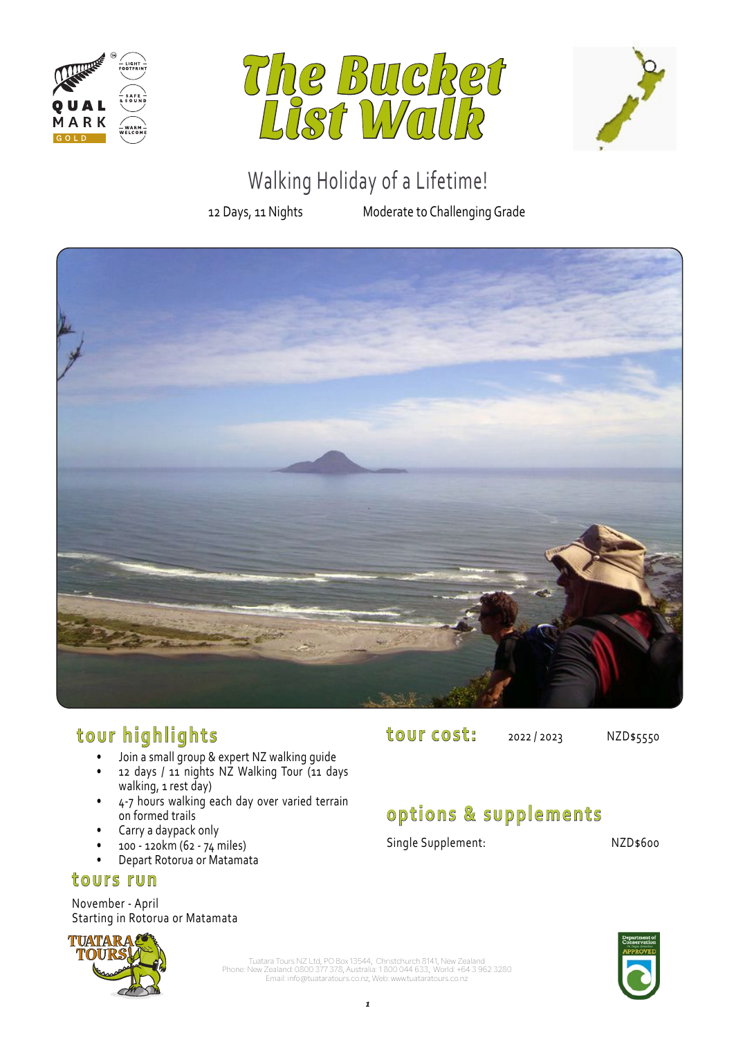# The Bucket List Walk

## Walking Holiday of a Lifetime!

12 Days, 11 Nights    Moderate to Challenging Grade

## tour highlights

- Join a small group & expert NZ walking guide
- 12 days / 11 nights NZ Walking Tour (11 days walking, 1 rest day)
- 4-7 hours walking each day over varied terrain on formed trails
- Carry a daypack only
- 100 - 120km (62 - 74 miles)
- Depart Rotorua or Matamata

## tours run

November - April
Starting in Rotorua or Matamata

## tour cost:

| | |
|---|---|
| 2022 / 2023 | NZD$5550 |

## options & supplements

| | |
|---|---|
| Single Supplement: | NZD$600 |

Tuatara Tours NZ Ltd, PO Box 13544, Christchurch 8141, New Zealand
Phone: New Zealand: 0800 377 378, Australia: 1 800 044 633, World: +64 3 962 3280
Email: info@tuataratours.co.nz, Web: www.tuataratours.co.nz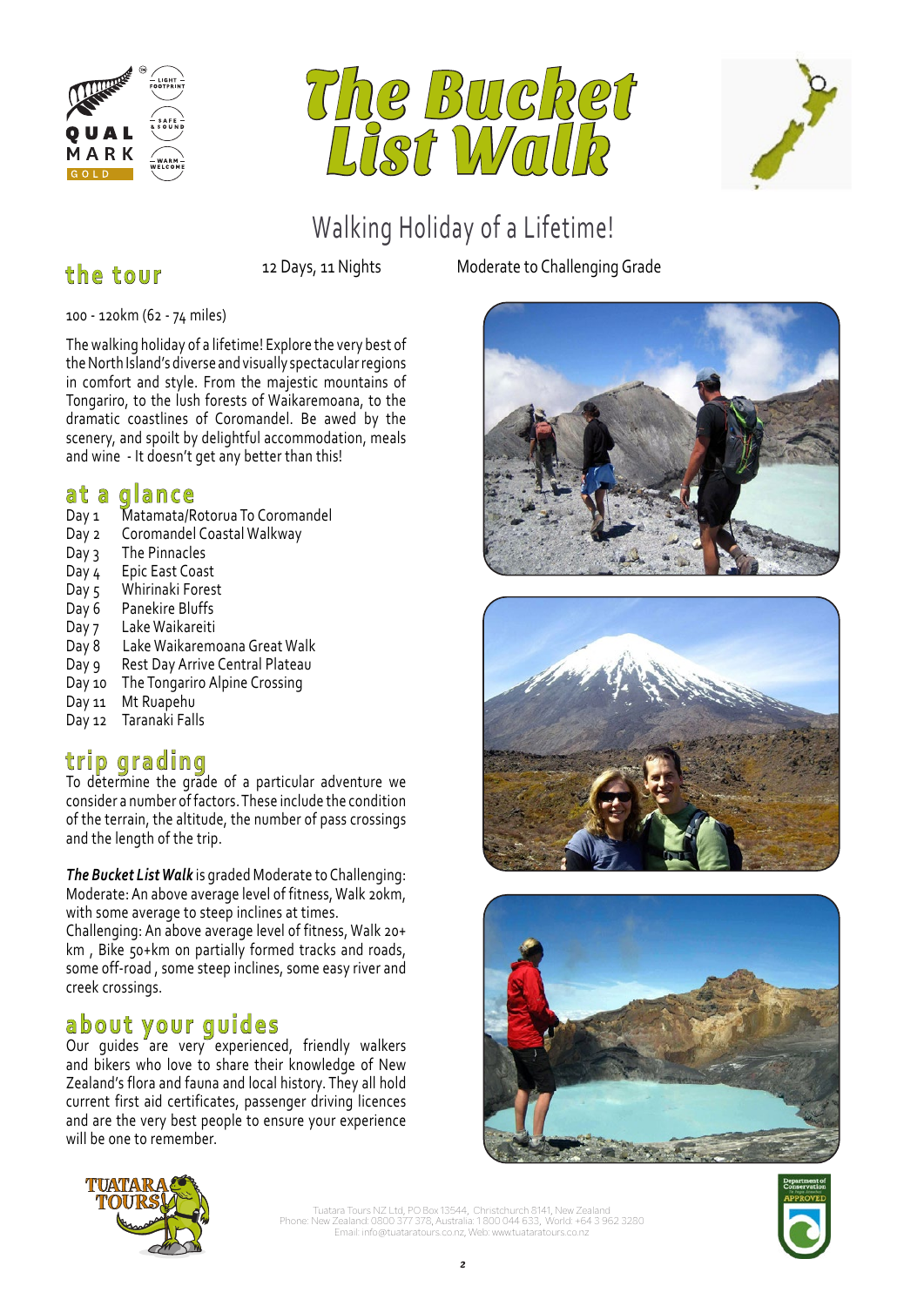# The Bucket List Walk

## Walking Holiday of a Lifetime!

## the tour

12 Days, 11 Nights

Moderate to Challenging Grade

100 - 120km (62 - 74 miles)

The walking holiday of a lifetime! Explore the very best of the North Island's diverse and visually spectacular regions in comfort and style. From the majestic mountains of Tongariro, to the lush forests of Waikaremoana, to the dramatic coastlines of Coromandel. Be awed by the scenery, and spoilt by delightful accommodation, meals and wine - It doesn't get any better than this!

## at a glance

- Day 1 Matamata/Rotorua To Coromandel
- Day 2 Coromandel Coastal Walkway
- Day 3 The Pinnacles
- Day 4 Epic East Coast
- Day 5 Whirinaki Forest
- Day 6 Panekire Bluffs
- Day 7 Lake Waikareiti
- Day 8 Lake Waikaremoana Great Walk
- Day 9 Rest Day Arrive Central Plateau
- Day 10 The Tongariro Alpine Crossing
- Day 11 Mt Ruapehu
- Day 12 Taranaki Falls

## trip grading

To determine the grade of a particular adventure we consider a number of factors. These include the condition of the terrain, the altitude, the number of pass crossings and the length of the trip.

***The Bucket List Walk*** is graded Moderate to Challenging:
Moderate: An above average level of fitness, Walk 20km, with some average to steep inclines at times.
Challenging: An above average level of fitness, Walk 20+ km , Bike 50+km on partially formed tracks and roads, some off-road , some steep inclines, some easy river and creek crossings.

## about your guides

Our guides are very experienced, friendly walkers and bikers who love to share their knowledge of New Zealand's flora and fauna and local history. They all hold current first aid certificates, passenger driving licences and are the very best people to ensure your experience will be one to remember.

Tuatara Tours NZ Ltd, PO Box 13544, Christchurch 8141, New Zealand
Phone: New Zealand: 0800 377 378, Australia: 1 800 044 633, World: +64 3 962 3280
Email: info@tuataratours.co.nz, Web: www.tuataratours.co.nz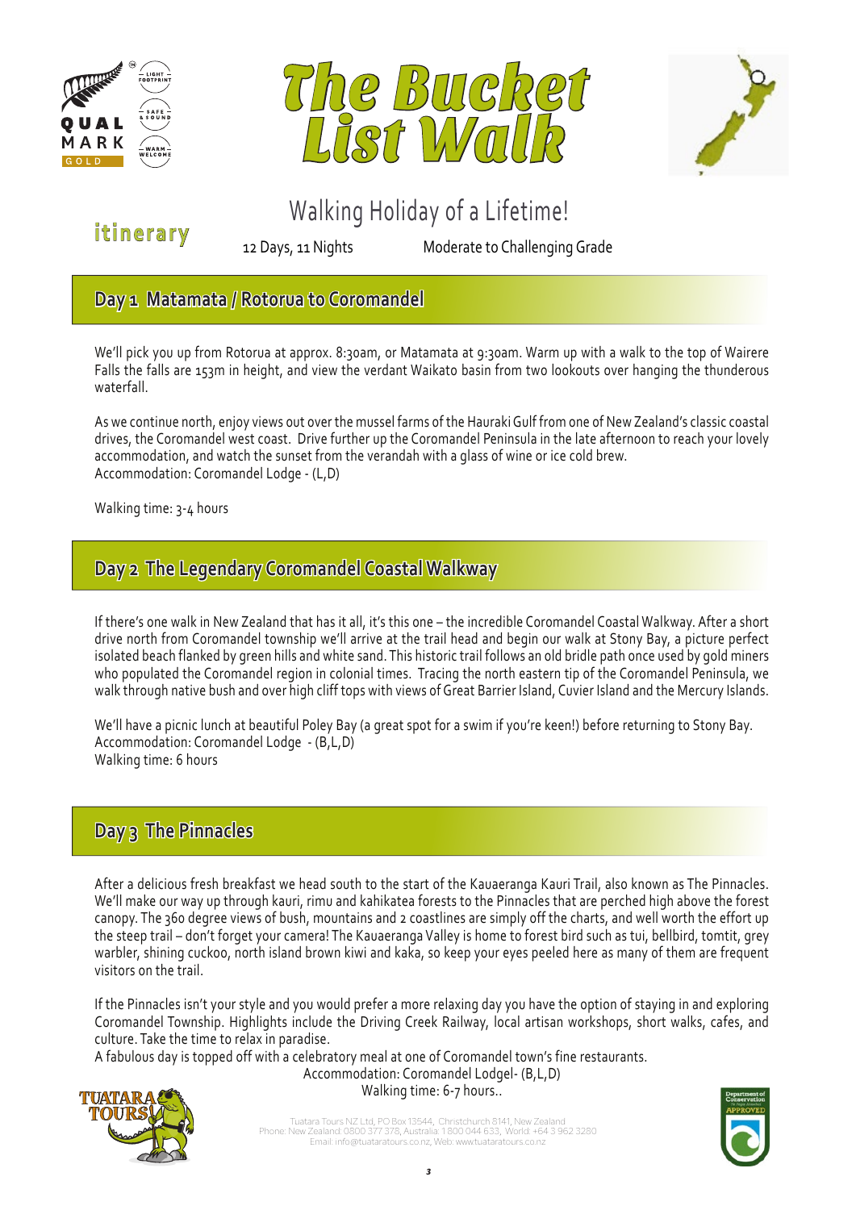# The Bucket List Walk

## Walking Holiday of a Lifetime!

**itinerary**

12 Days, 11 Nights — Moderate to Challenging Grade

## Day 1 Matamata / Rotorua to Coromandel

We'll pick you up from Rotorua at approx. 8:30am, or Matamata at 9:30am. Warm up with a walk to the top of Wairere Falls the falls are 153m in height, and view the verdant Waikato basin from two lookouts over hanging the thunderous waterfall.

As we continue north, enjoy views out over the mussel farms of the Hauraki Gulf from one of New Zealand's classic coastal drives, the Coromandel west coast. Drive further up the Coromandel Peninsula in the late afternoon to reach your lovely accommodation, and watch the sunset from the verandah with a glass of wine or ice cold brew.
Accommodation: Coromandel Lodge - (L,D)

Walking time: 3-4 hours

## Day 2 The Legendary Coromandel Coastal Walkway

If there's one walk in New Zealand that has it all, it's this one – the incredible Coromandel Coastal Walkway. After a short drive north from Coromandel township we'll arrive at the trail head and begin our walk at Stony Bay, a picture perfect isolated beach flanked by green hills and white sand. This historic trail follows an old bridle path once used by gold miners who populated the Coromandel region in colonial times. Tracing the north eastern tip of the Coromandel Peninsula, we walk through native bush and over high cliff tops with views of Great Barrier Island, Cuvier Island and the Mercury Islands.

We'll have a picnic lunch at beautiful Poley Bay (a great spot for a swim if you're keen!) before returning to Stony Bay.
Accommodation: Coromandel Lodge - (B,L,D)
Walking time: 6 hours

## Day 3 The Pinnacles

After a delicious fresh breakfast we head south to the start of the Kauaeranga Kauri Trail, also known as The Pinnacles. We'll make our way up through kauri, rimu and kahikatea forests to the Pinnacles that are perched high above the forest canopy. The 360 degree views of bush, mountains and 2 coastlines are simply off the charts, and well worth the effort up the steep trail – don't forget your camera! The Kauaeranga Valley is home to forest bird such as tui, bellbird, tomtit, grey warbler, shining cuckoo, north island brown kiwi and kaka, so keep your eyes peeled here as many of them are frequent visitors on the trail.

If the Pinnacles isn't your style and you would prefer a more relaxing day you have the option of staying in and exploring Coromandel Township. Highlights include the Driving Creek Railway, local artisan workshops, short walks, cafes, and culture. Take the time to relax in paradise.
A fabulous day is topped off with a celebratory meal at one of Coromandel town's fine restaurants.
Accommodation: Coromandel Lodgel- (B,L,D)
Walking time: 6-7 hours..

Tuatara Tours NZ Ltd, PO Box 13544, Christchurch 8141, New Zealand
Phone: New Zealand: 0800 377 378, Australia: 1 800 044 633, World: +64 3 962 3280
Email: info@tuataratours.co.nz, Web: www.tuataratours.co.nz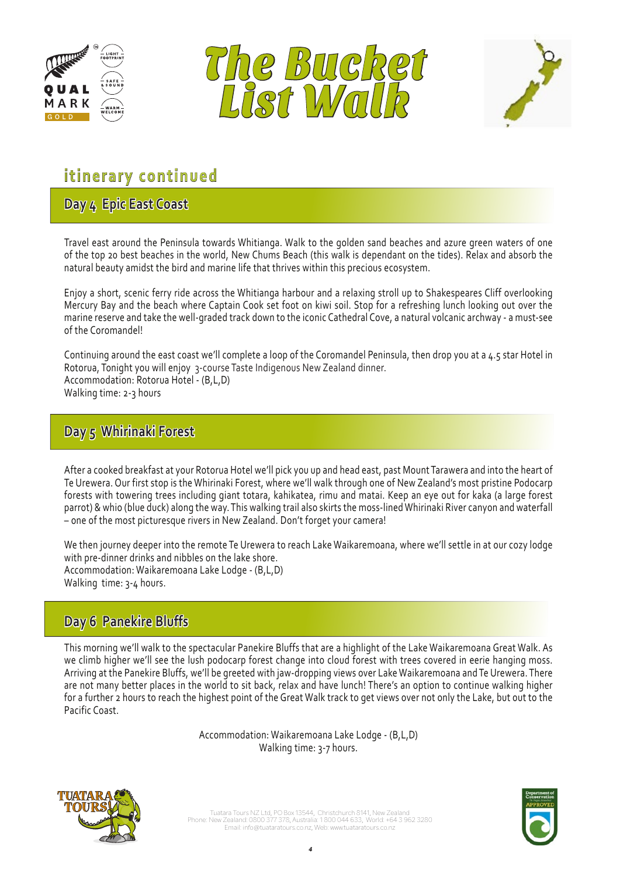# The Bucket List Walk

## itinerary continued

### Day 4 Epic East Coast

Travel east around the Peninsula towards Whitianga. Walk to the golden sand beaches and azure green waters of one of the top 20 best beaches in the world, New Chums Beach (this walk is dependant on the tides). Relax and absorb the natural beauty amidst the bird and marine life that thrives within this precious ecosystem.

Enjoy a short, scenic ferry ride across the Whitianga harbour and a relaxing stroll up to Shakespeares Cliff overlooking Mercury Bay and the beach where Captain Cook set foot on kiwi soil. Stop for a refreshing lunch looking out over the marine reserve and take the well-graded track down to the iconic Cathedral Cove, a natural volcanic archway - a must-see of the Coromandel!

Continuing around the east coast we'll complete a loop of the Coromandel Peninsula, then drop you at a 4.5 star Hotel in Rotorua, Tonight you will enjoy 3-course Taste Indigenous New Zealand dinner.
Accommodation: Rotorua Hotel - (B,L,D)
Walking time: 2-3 hours

### Day 5 Whirinaki Forest

After a cooked breakfast at your Rotorua Hotel we'll pick you up and head east, past Mount Tarawera and into the heart of Te Urewera. Our first stop is the Whirinaki Forest, where we'll walk through one of New Zealand's most pristine Podocarp forests with towering trees including giant totara, kahikatea, rimu and matai. Keep an eye out for kaka (a large forest parrot) & whio (blue duck) along the way. This walking trail also skirts the moss-lined Whirinaki River canyon and waterfall – one of the most picturesque rivers in New Zealand. Don't forget your camera!

We then journey deeper into the remote Te Urewera to reach Lake Waikaremoana, where we'll settle in at our cozy lodge with pre-dinner drinks and nibbles on the lake shore.
Accommodation: Waikaremoana Lake Lodge - (B,L,D)
Walking time: 3-4 hours.

### Day 6 Panekire Bluffs

This morning we'll walk to the spectacular Panekire Bluffs that are a highlight of the Lake Waikaremoana Great Walk. As we climb higher we'll see the lush podocarp forest change into cloud forest with trees covered in eerie hanging moss. Arriving at the Panekire Bluffs, we'll be greeted with jaw-dropping views over Lake Waikaremoana and Te Urewera. There are not many better places in the world to sit back, relax and have lunch! There's an option to continue walking higher for a further 2 hours to reach the highest point of the Great Walk track to get views over not only the Lake, but out to the Pacific Coast.

Accommodation: Waikaremoana Lake Lodge - (B,L,D)
Walking time: 3-7 hours.

Tuatara Tours NZ Ltd, PO Box 13544, Christchurch 8141, New Zealand
Phone: New Zealand: 0800 377 378, Australia: 1 800 044 633, World: +64 3 962 3280
Email: info@tuataratours.co.nz, Web: www.tuataratours.co.nz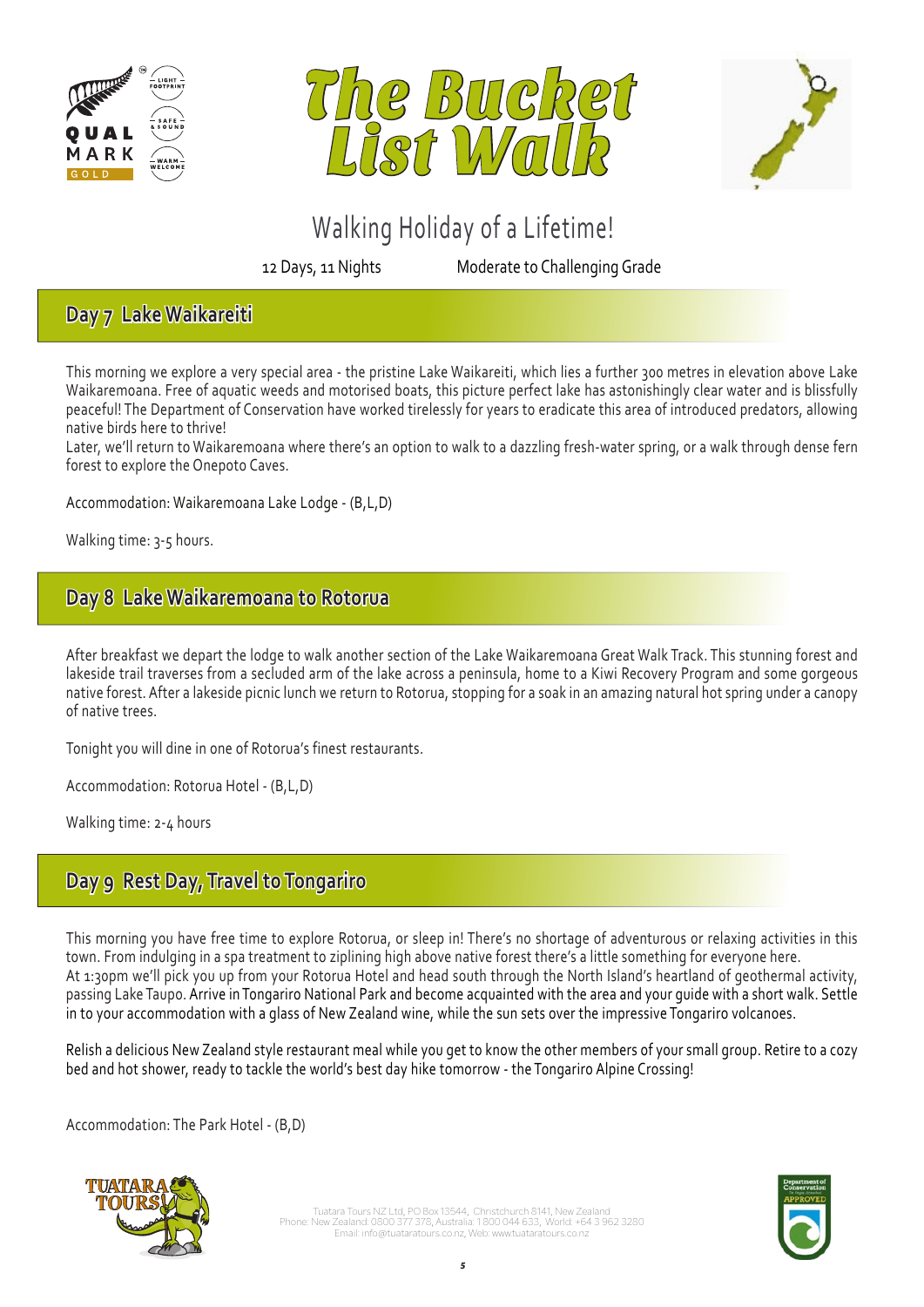# The Bucket List Walk

Walking Holiday of a Lifetime!

12 Days, 11 Nights    Moderate to Challenging Grade

## Day 7 Lake Waikareiti

This morning we explore a very special area - the pristine Lake Waikareiti, which lies a further 300 metres in elevation above Lake Waikaremoana. Free of aquatic weeds and motorised boats, this picture perfect lake has astonishingly clear water and is blissfully peaceful! The Department of Conservation have worked tirelessly for years to eradicate this area of introduced predators, allowing native birds here to thrive!

Later, we'll return to Waikaremoana where there's an option to walk to a dazzling fresh-water spring, or a walk through dense fern forest to explore the Onepoto Caves.

Accommodation: Waikaremoana Lake Lodge - (B,L,D)

Walking time: 3-5 hours.

## Day 8 Lake Waikaremoana to Rotorua

After breakfast we depart the lodge to walk another section of the Lake Waikaremoana Great Walk Track. This stunning forest and lakeside trail traverses from a secluded arm of the lake across a peninsula, home to a Kiwi Recovery Program and some gorgeous native forest. After a lakeside picnic lunch we return to Rotorua, stopping for a soak in an amazing natural hot spring under a canopy of native trees.

Tonight you will dine in one of Rotorua's finest restaurants.

Accommodation: Rotorua Hotel - (B,L,D)

Walking time: 2-4 hours

## Day 9 Rest Day, Travel to Tongariro

This morning you have free time to explore Rotorua, or sleep in! There's no shortage of adventurous or relaxing activities in this town. From indulging in a spa treatment to ziplining high above native forest there's a little something for everyone here.

At 1:30pm we'll pick you up from your Rotorua Hotel and head south through the North Island's heartland of geothermal activity, passing Lake Taupo. Arrive in Tongariro National Park and become acquainted with the area and your guide with a short walk. Settle in to your accommodation with a glass of New Zealand wine, while the sun sets over the impressive Tongariro volcanoes.

Relish a delicious New Zealand style restaurant meal while you get to know the other members of your small group. Retire to a cozy bed and hot shower, ready to tackle the world's best day hike tomorrow - the Tongariro Alpine Crossing!

Accommodation: The Park Hotel - (B,D)

Tuatara Tours NZ Ltd, PO Box 13544, Christchurch 8141, New Zealand
Phone: New Zealand: 0800 377 378, Australia: 1 800 044 633, World: +64 3 962 3280
Email: info@tuataratours.co.nz, Web: www.tuataratours.co.nz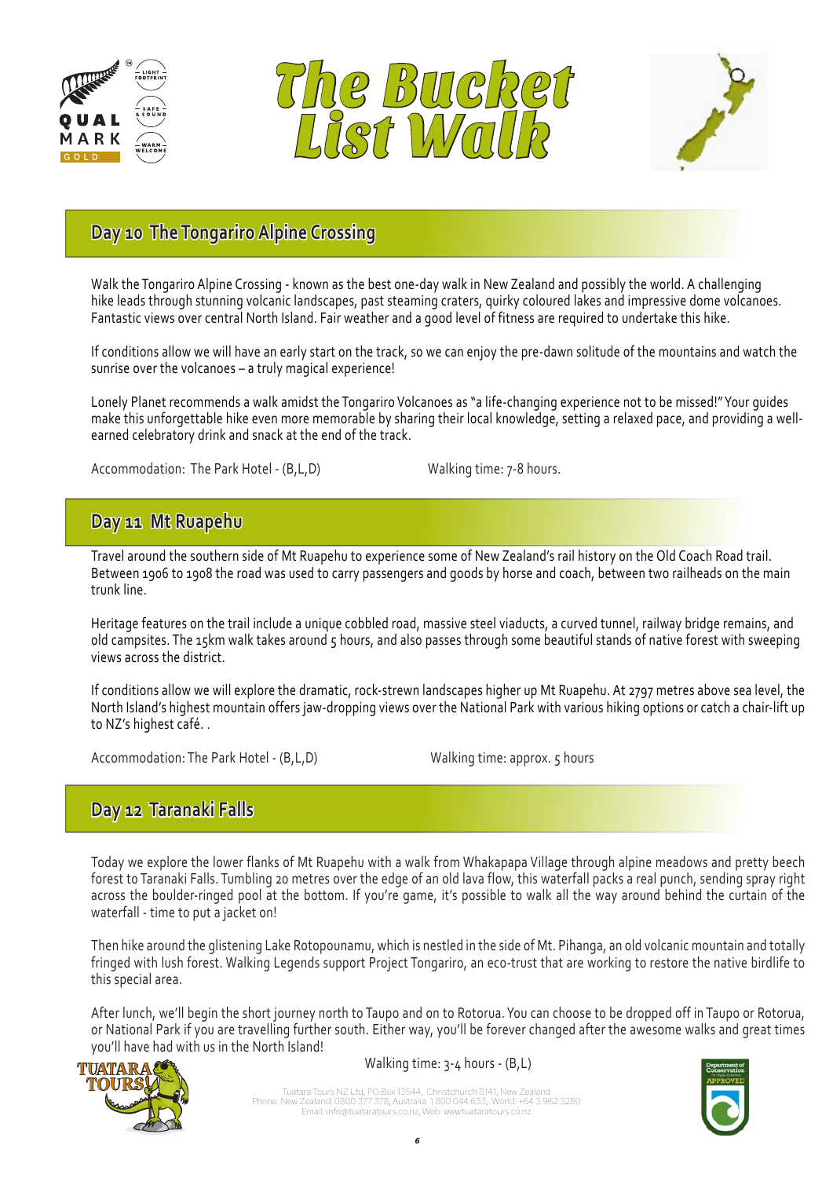# The Bucket List Walk

## Day 10 The Tongariro Alpine Crossing

Walk the Tongariro Alpine Crossing - known as the best one-day walk in New Zealand and possibly the world. A challenging hike leads through stunning volcanic landscapes, past steaming craters, quirky coloured lakes and impressive dome volcanoes. Fantastic views over central North Island. Fair weather and a good level of fitness are required to undertake this hike.

If conditions allow we will have an early start on the track, so we can enjoy the pre-dawn solitude of the mountains and watch the sunrise over the volcanoes – a truly magical experience!

Lonely Planet recommends a walk amidst the Tongariro Volcanoes as "a life-changing experience not to be missed!" Your guides make this unforgettable hike even more memorable by sharing their local knowledge, setting a relaxed pace, and providing a well-earned celebratory drink and snack at the end of the track.

Accommodation: The Park Hotel - (B,L,D)   Walking time: 7-8 hours.

## Day 11 Mt Ruapehu

Travel around the southern side of Mt Ruapehu to experience some of New Zealand's rail history on the Old Coach Road trail. Between 1906 to 1908 the road was used to carry passengers and goods by horse and coach, between two railheads on the main trunk line.

Heritage features on the trail include a unique cobbled road, massive steel viaducts, a curved tunnel, railway bridge remains, and old campsites. The 15km walk takes around 5 hours, and also passes through some beautiful stands of native forest with sweeping views across the district.

If conditions allow we will explore the dramatic, rock-strewn landscapes higher up Mt Ruapehu. At 2797 metres above sea level, the North Island's highest mountain offers jaw-dropping views over the National Park with various hiking options or catch a chair-lift up to NZ's highest café. .

Accommodation: The Park Hotel - (B,L,D)   Walking time: approx. 5 hours

## Day 12 Taranaki Falls

Today we explore the lower flanks of Mt Ruapehu with a walk from Whakapapa Village through alpine meadows and pretty beech forest to Taranaki Falls. Tumbling 20 metres over the edge of an old lava flow, this waterfall packs a real punch, sending spray right across the boulder-ringed pool at the bottom. If you're game, it's possible to walk all the way around behind the curtain of the waterfall - time to put a jacket on!

Then hike around the glistening Lake Rotopounamu, which is nestled in the side of Mt. Pihanga, an old volcanic mountain and totally fringed with lush forest. Walking Legends support Project Tongariro, an eco-trust that are working to restore the native birdlife to this special area.

After lunch, we'll begin the short journey north to Taupo and on to Rotorua. You can choose to be dropped off in Taupo or Rotorua, or National Park if you are travelling further south. Either way, you'll be forever changed after the awesome walks and great times you'll have had with us in the North Island!

Walking time: 3-4 hours - (B,L)

Tuatara Tours NZ Ltd, PO Box 13544, Christchurch 8141, New Zealand
Phone: New Zealand: 0800 377 378, Australia: 1 800 044 633, World: +64 3 962 3280
Email: info@tuataratours.co.nz, Web: www.tuataratours.co.nz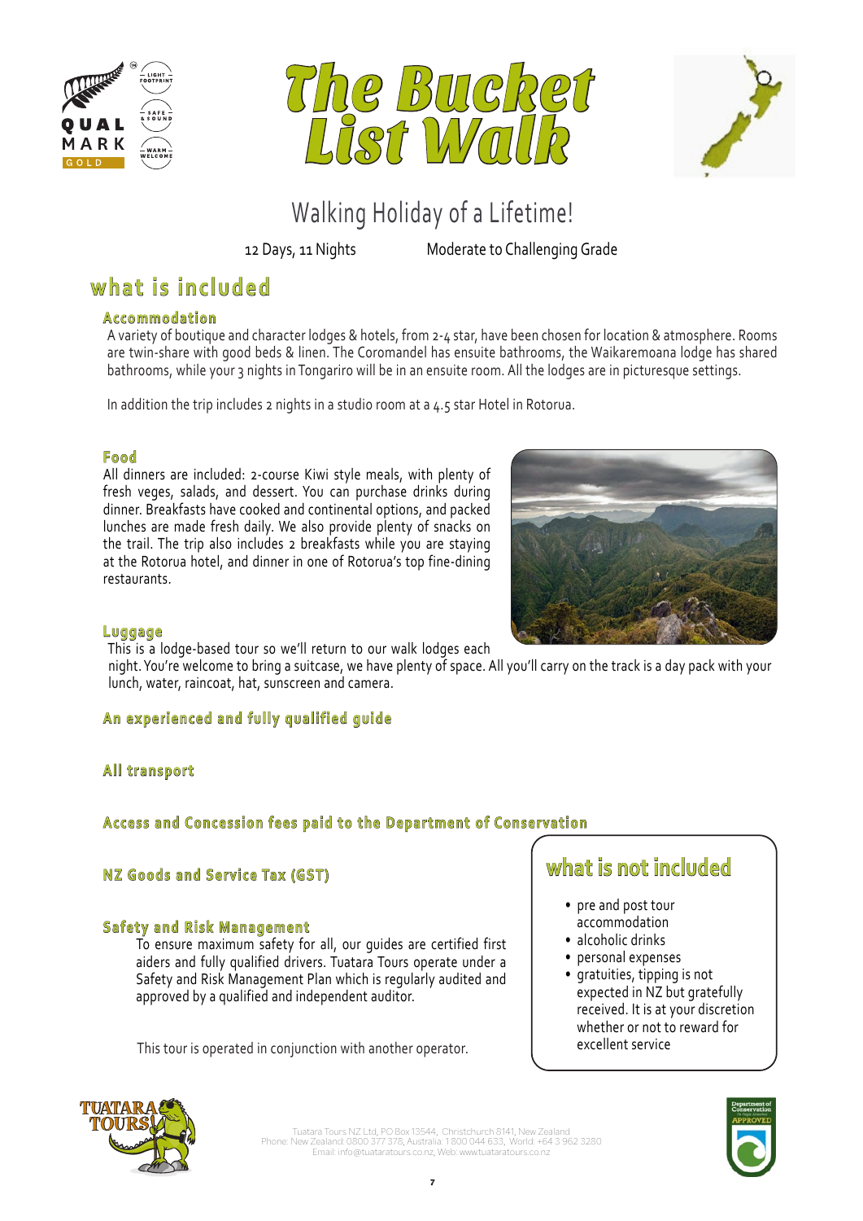# The Bucket List Walk

## Walking Holiday of a Lifetime!

12 Days, 11 Nights | Moderate to Challenging Grade

## what is included

### Accommodation

A variety of boutique and character lodges & hotels, from 2-4 star, have been chosen for location & atmosphere. Rooms are twin-share with good beds & linen. The Coromandel has ensuite bathrooms, the Waikaremoana lodge has shared bathrooms, while your 3 nights in Tongariro will be in an ensuite room. All the lodges are in picturesque settings.

In addition the trip includes 2 nights in a studio room at a 4.5 star Hotel in Rotorua.

### Food

All dinners are included: 2-course Kiwi style meals, with plenty of fresh veges, salads, and dessert. You can purchase drinks during dinner. Breakfasts have cooked and continental options, and packed lunches are made fresh daily. We also provide plenty of snacks on the trail. The trip also includes 2 breakfasts while you are staying at the Rotorua hotel, and dinner in one of Rotorua's top fine-dining restaurants.

### Luggage

This is a lodge-based tour so we'll return to our walk lodges each night. You're welcome to bring a suitcase, we have plenty of space. All you'll carry on the track is a day pack with your lunch, water, raincoat, hat, sunscreen and camera.

### An experienced and fully qualified guide

### All transport

### Access and Concession fees paid to the Department of Conservation

### NZ Goods and Service Tax (GST)

### Safety and Risk Management

To ensure maximum safety for all, our guides are certified first aiders and fully qualified drivers. Tuatara Tours operate under a Safety and Risk Management Plan which is regularly audited and approved by a qualified and independent auditor.

This tour is operated in conjunction with another operator.

## what is not included

- pre and post tour accommodation
- alcoholic drinks
- personal expenses
- gratuities, tipping is not expected in NZ but gratefully received. It is at your discretion whether or not to reward for excellent service

Tuatara Tours NZ Ltd, PO Box 13544, Christchurch 8141, New Zealand
Phone: New Zealand: 0800 377 378, Australia: 1 800 044 633, World: +64 3 962 3280
Email: info@tuataratours.co.nz, Web: www.tuataratours.co.nz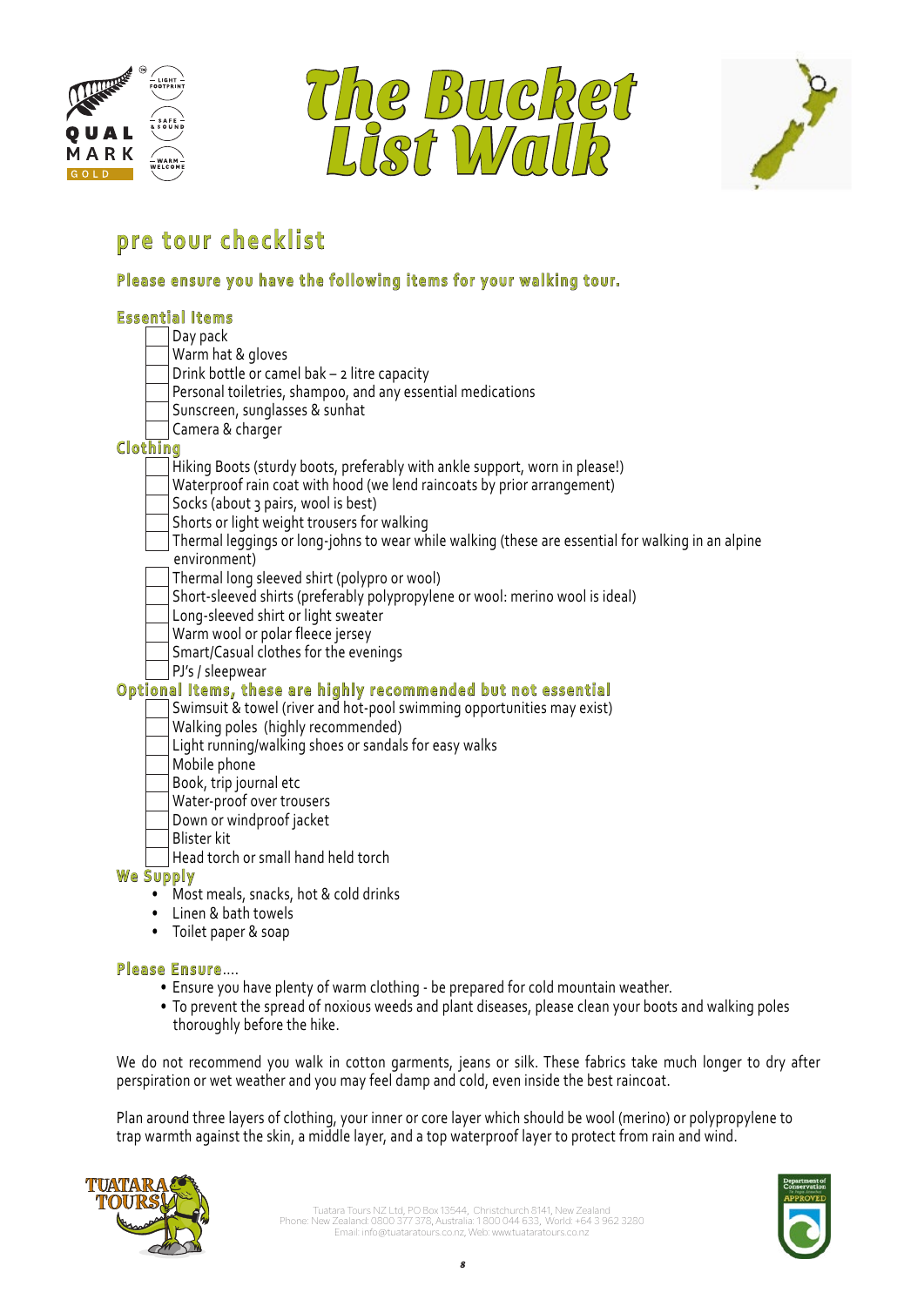# The Bucket List Walk

## pre tour checklist

**Please ensure you have the following items for your walking tour.**

### Essential Items

- [ ] Day pack
- [ ] Warm hat & gloves
- [ ] Drink bottle or camel bak – 2 litre capacity
- [ ] Personal toiletries, shampoo, and any essential medications
- [ ] Sunscreen, sunglasses & sunhat
- [ ] Camera & charger

### Clothing

- [ ] Hiking Boots (sturdy boots, preferably with ankle support, worn in please!)
- [ ] Waterproof rain coat with hood (we lend raincoats by prior arrangement)
- [ ] Socks (about 3 pairs, wool is best)
- [ ] Shorts or light weight trousers for walking
- [ ] Thermal leggings or long-johns to wear while walking (these are essential for walking in an alpine environment)
- [ ] Thermal long sleeved shirt (polypro or wool)
- [ ] Short-sleeved shirts (preferably polypropylene or wool: merino wool is ideal)
- [ ] Long-sleeved shirt or light sweater
- [ ] Warm wool or polar fleece jersey
- [ ] Smart/Casual clothes for the evenings
- [ ] PJ's / sleepwear

### Optional Items, these are highly recommended but not essential

- [ ] Swimsuit & towel (river and hot-pool swimming opportunities may exist)
- [ ] Walking poles (highly recommended)
- [ ] Light running/walking shoes or sandals for easy walks
- [ ] Mobile phone
- [ ] Book, trip journal etc
- [ ] Water-proof over trousers
- [ ] Down or windproof jacket
- [ ] Blister kit
- [ ] Head torch or small hand held torch

### We Supply

- Most meals, snacks, hot & cold drinks
- Linen & bath towels
- Toilet paper & soap

### Please Ensure....

- Ensure you have plenty of warm clothing - be prepared for cold mountain weather.
- To prevent the spread of noxious weeds and plant diseases, please clean your boots and walking poles thoroughly before the hike.

We do not recommend you walk in cotton garments, jeans or silk. These fabrics take much longer to dry after perspiration or wet weather and you may feel damp and cold, even inside the best raincoat.

Plan around three layers of clothing, your inner or core layer which should be wool (merino) or polypropylene to trap warmth against the skin, a middle layer, and a top waterproof layer to protect from rain and wind.

Tuatara Tours NZ Ltd, PO Box 13544, Christchurch 8141, New Zealand
Phone: New Zealand: 0800 377 378, Australia: 1 800 044 633, World: +64 3 962 3280
Email: info@tuataratours.co.nz, Web: www.tuataratours.co.nz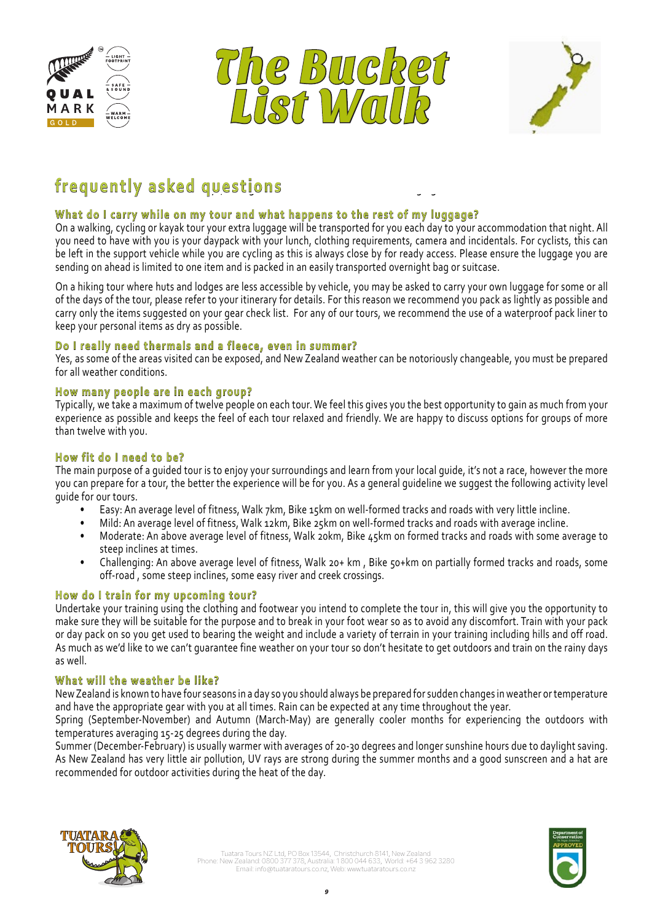# The Bucket List Walk

## frequently asked questions

### What do I carry while on my tour and what happens to the rest of my luggage?

On a walking, cycling or kayak tour your extra luggage will be transported for you each day to your accommodation that night. All you need to have with you is your daypack with your lunch, clothing requirements, camera and incidentals. For cyclists, this can be left in the support vehicle while you are cycling as this is always close by for ready access. Please ensure the luggage you are sending on ahead is limited to one item and is packed in an easily transported overnight bag or suitcase.

On a hiking tour where huts and lodges are less accessible by vehicle, you may be asked to carry your own luggage for some or all of the days of the tour, please refer to your itinerary for details. For this reason we recommend you pack as lightly as possible and carry only the items suggested on your gear check list. For any of our tours, we recommend the use of a waterproof pack liner to keep your personal items as dry as possible.

### Do I really need thermals and a fleece, even in summer?

Yes, as some of the areas visited can be exposed, and New Zealand weather can be notoriously changeable, you must be prepared for all weather conditions.

### How many people are in each group?

Typically, we take a maximum of twelve people on each tour. We feel this gives you the best opportunity to gain as much from your experience as possible and keeps the feel of each tour relaxed and friendly. We are happy to discuss options for groups of more than twelve with you.

### How fit do I need to be?

The main purpose of a guided tour is to enjoy your surroundings and learn from your local guide, it's not a race, however the more you can prepare for a tour, the better the experience will be for you. As a general guideline we suggest the following activity level guide for our tours.

- Easy: An average level of fitness, Walk 7km, Bike 15km on well-formed tracks and roads with very little incline.
- Mild: An average level of fitness, Walk 12km, Bike 25km on well-formed tracks and roads with average incline.
- Moderate: An above average level of fitness, Walk 20km, Bike 45km on formed tracks and roads with some average to steep inclines at times.
- Challenging: An above average level of fitness, Walk 20+ km , Bike 50+km on partially formed tracks and roads, some off-road , some steep inclines, some easy river and creek crossings.

### How do I train for my upcoming tour?

Undertake your training using the clothing and footwear you intend to complete the tour in, this will give you the opportunity to make sure they will be suitable for the purpose and to break in your foot wear so as to avoid any discomfort. Train with your pack or day pack on so you get used to bearing the weight and include a variety of terrain in your training including hills and off road. As much as we'd like to we can't guarantee fine weather on your tour so don't hesitate to get outdoors and train on the rainy days as well.

### What will the weather be like?

New Zealand is known to have four seasons in a day so you should always be prepared for sudden changes in weather or temperature and have the appropriate gear with you at all times. Rain can be expected at any time throughout the year.

Spring (September-November) and Autumn (March-May) are generally cooler months for experiencing the outdoors with temperatures averaging 15-25 degrees during the day.

Summer (December-February) is usually warmer with averages of 20-30 degrees and longer sunshine hours due to daylight saving. As New Zealand has very little air pollution, UV rays are strong during the summer months and a good sunscreen and a hat are recommended for outdoor activities during the heat of the day.

Tuatara Tours NZ Ltd, PO Box 13544, Christchurch 8141, New Zealand
Phone: New Zealand: 0800 377 378, Australia: 1 800 044 633, World: +64 3 962 3280
Email: info@tuataratours.co.nz, Web: www.tuataratours.co.nz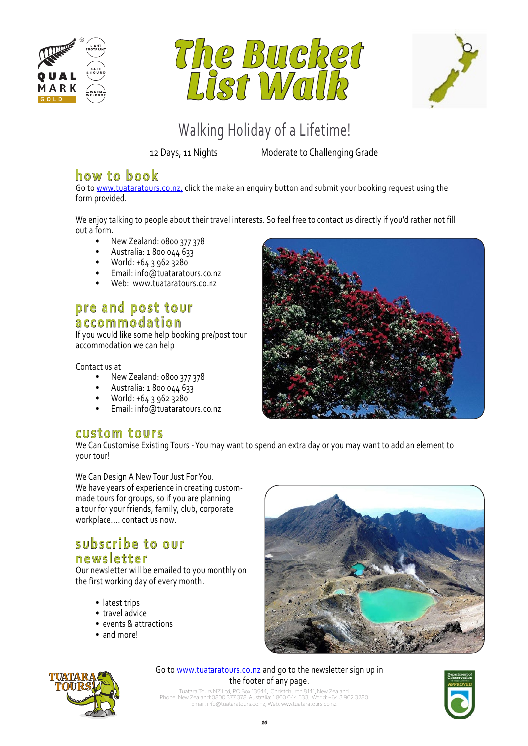# The Bucket List Walk

## Walking Holiday of a Lifetime!

12 Days, 11 Nights

Moderate to Challenging Grade

## how to book

Go to www.tuataratours.co.nz, click the make an enquiry button and submit your booking request using the form provided.

We enjoy talking to people about their travel interests. So feel free to contact us directly if you'd rather not fill out a form.

- New Zealand: 0800 377 378
- Australia: 1 800 044 633
- World: +64 3 962 3280
- Email: info@tuataratours.co.nz
- Web: www.tuataratours.co.nz

## pre and post tour accommodation

If you would like some help booking pre/post tour accommodation we can help

Contact us at

- New Zealand: 0800 377 378
- Australia: 1 800 044 633
- World: +64 3 962 3280
- Email: info@tuataratours.co.nz

## custom tours

We Can Customise Existing Tours - You may want to spend an extra day or you may want to add an element to your tour!

We Can Design A New Tour Just For You.
We have years of experience in creating custom-made tours for groups, so if you are planning a tour for your friends, family, club, corporate workplace.... contact us now.

## subscribe to our newsletter

Our newsletter will be emailed to you monthly on the first working day of every month.

- latest trips
- travel advice
- events & attractions
- and more!

Go to www.tuataratours.co.nz and go to the newsletter sign up in the footer of any page.

Tuatara Tours NZ Ltd, PO Box 13544, Christchurch 8141, New Zealand
Phone: New Zealand: 0800 377 378, Australia: 1 800 044 633, World: +64 3 962 3280
Email: info@tuataratours.co.nz, Web: www.tuataratours.co.nz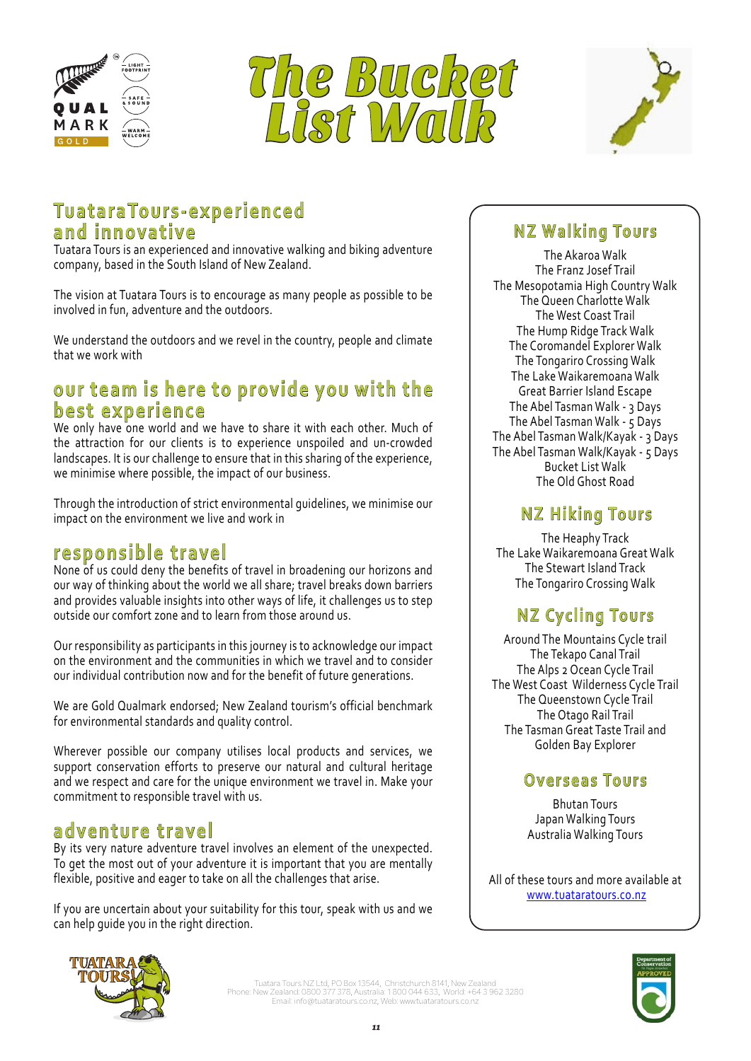# The Bucket List Walk

## TuataraTours-experienced and innovative

Tuatara Tours is an experienced and innovative walking and biking adventure company, based in the South Island of New Zealand.

The vision at Tuatara Tours is to encourage as many people as possible to be involved in fun, adventure and the outdoors.

We understand the outdoors and we revel in the country, people and climate that we work with

## our team is here to provide you with the best experience

We only have one world and we have to share it with each other. Much of the attraction for our clients is to experience unspoiled and un-crowded landscapes. It is our challenge to ensure that in this sharing of the experience, we minimise where possible, the impact of our business.

Through the introduction of strict environmental guidelines, we minimise our impact on the environment we live and work in

## responsible travel

None of us could deny the benefits of travel in broadening our horizons and our way of thinking about the world we all share; travel breaks down barriers and provides valuable insights into other ways of life, it challenges us to step outside our comfort zone and to learn from those around us.

Our responsibility as participants in this journey is to acknowledge our impact on the environment and the communities in which we travel and to consider our individual contribution now and for the benefit of future generations.

We are Gold Qualmark endorsed; New Zealand tourism's official benchmark for environmental standards and quality control.

Wherever possible our company utilises local products and services, we support conservation efforts to preserve our natural and cultural heritage and we respect and care for the unique environment we travel in. Make your commitment to responsible travel with us.

## adventure travel

By its very nature adventure travel involves an element of the unexpected. To get the most out of your adventure it is important that you are mentally flexible, positive and eager to take on all the challenges that arise.

If you are uncertain about your suitability for this tour, speak with us and we can help guide you in the right direction.

## NZ Walking Tours

The Akaroa Walk
The Franz Josef Trail
The Mesopotamia High Country Walk
The Queen Charlotte Walk
The West Coast Trail
The Hump Ridge Track Walk
The Coromandel Explorer Walk
The Tongariro Crossing Walk
The Lake Waikaremoana Walk
Great Barrier Island Escape
The Abel Tasman Walk - 3 Days
The Abel Tasman Walk - 5 Days
The Abel Tasman Walk/Kayak - 3 Days
The Abel Tasman Walk/Kayak - 5 Days
Bucket List Walk
The Old Ghost Road

## NZ Hiking Tours

The Heaphy Track
The Lake Waikaremoana Great Walk
The Stewart Island Track
The Tongariro Crossing Walk

## NZ Cycling Tours

Around The Mountains Cycle trail
The Tekapo Canal Trail
The Alps 2 Ocean Cycle Trail
The West Coast Wilderness Cycle Trail
The Queenstown Cycle Trail
The Otago Rail Trail
The Tasman Great Taste Trail and Golden Bay Explorer

## Overseas Tours

Bhutan Tours
Japan Walking Tours
Australia Walking Tours

All of these tours and more available at www.tuataratours.co.nz

Tuatara Tours NZ Ltd, PO Box 13544, Christchurch 8141, New Zealand
Phone: New Zealand: 0800 377 378, Australia: 1 800 044 633, World: +64 3 962 3280
Email: info@tuataratours.co.nz, Web: www.tuataratours.co.nz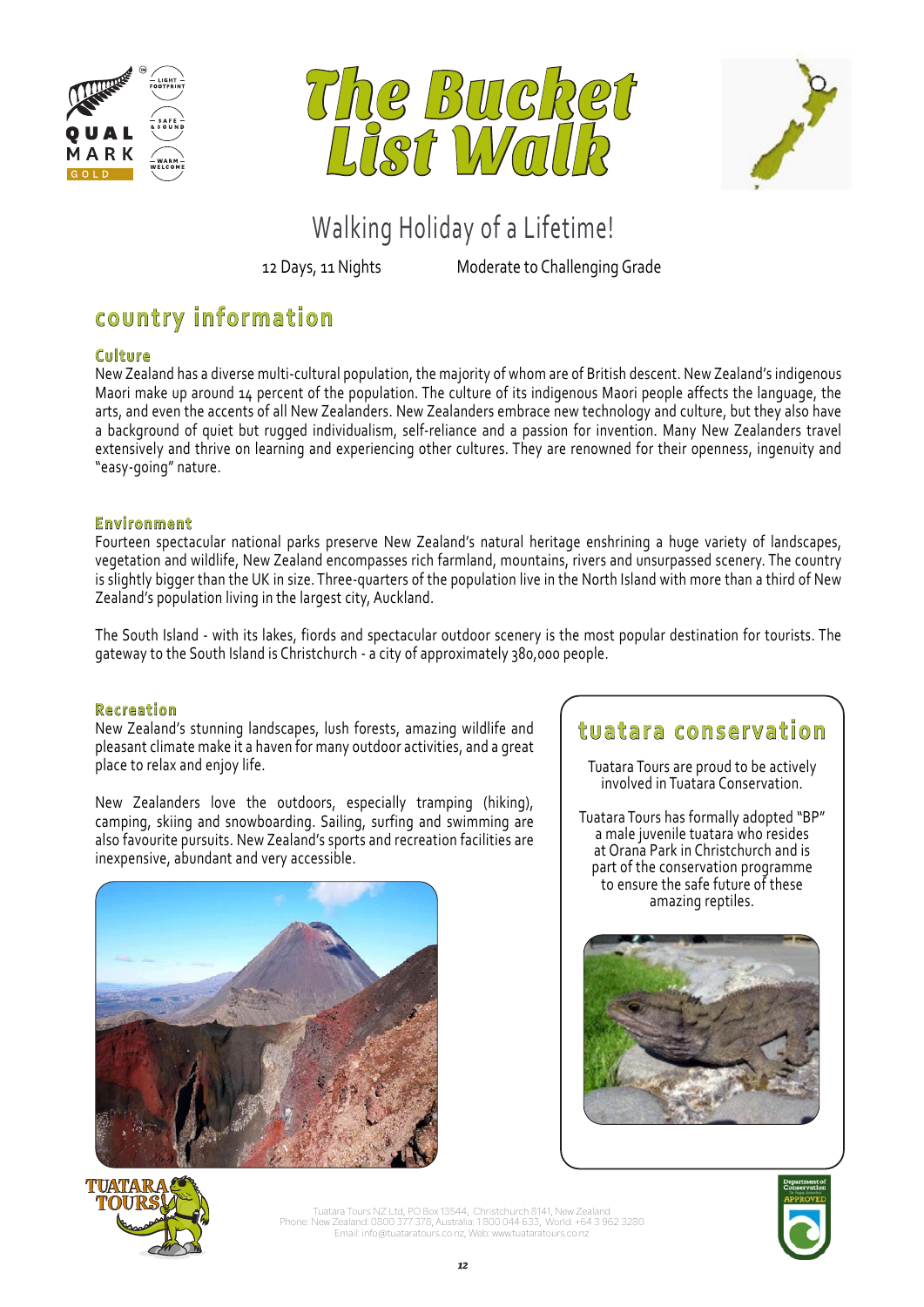# The Bucket List Walk

Walking Holiday of a Lifetime!

12 Days, 11 Nights Moderate to Challenging Grade

## country information

### Culture

New Zealand has a diverse multi-cultural population, the majority of whom are of British descent. New Zealand's indigenous Maori make up around 14 percent of the population. The culture of its indigenous Maori people affects the language, the arts, and even the accents of all New Zealanders. New Zealanders embrace new technology and culture, but they also have a background of quiet but rugged individualism, self-reliance and a passion for invention. Many New Zealanders travel extensively and thrive on learning and experiencing other cultures. They are renowned for their openness, ingenuity and "easy-going" nature.

### Environment

Fourteen spectacular national parks preserve New Zealand's natural heritage enshrining a huge variety of landscapes, vegetation and wildlife, New Zealand encompasses rich farmland, mountains, rivers and unsurpassed scenery. The country is slightly bigger than the UK in size. Three-quarters of the population live in the North Island with more than a third of New Zealand's population living in the largest city, Auckland.

The South Island - with its lakes, fiords and spectacular outdoor scenery is the most popular destination for tourists. The gateway to the South Island is Christchurch - a city of approximately 380,000 people.

### Recreation

New Zealand's stunning landscapes, lush forests, amazing wildlife and pleasant climate make it a haven for many outdoor activities, and a great place to relax and enjoy life.

New Zealanders love the outdoors, especially tramping (hiking), camping, skiing and snowboarding. Sailing, surfing and swimming are also favourite pursuits. New Zealand's sports and recreation facilities are inexpensive, abundant and very accessible.

## tuatara conservation

Tuatara Tours are proud to be actively involved in Tuatara Conservation.

Tuatara Tours has formally adopted "BP" a male juvenile tuatara who resides at Orana Park in Christchurch and is part of the conservation programme to ensure the safe future of these amazing reptiles.

Tuatara Tours NZ Ltd, PO Box 13544, Christchurch 8141, New Zealand
Phone: New Zealand: 0800 377 378, Australia: 1 800 044 633, World: +64 3 962 3280
Email: info@tuataratours.co.nz, Web: www.tuataratours.co.nz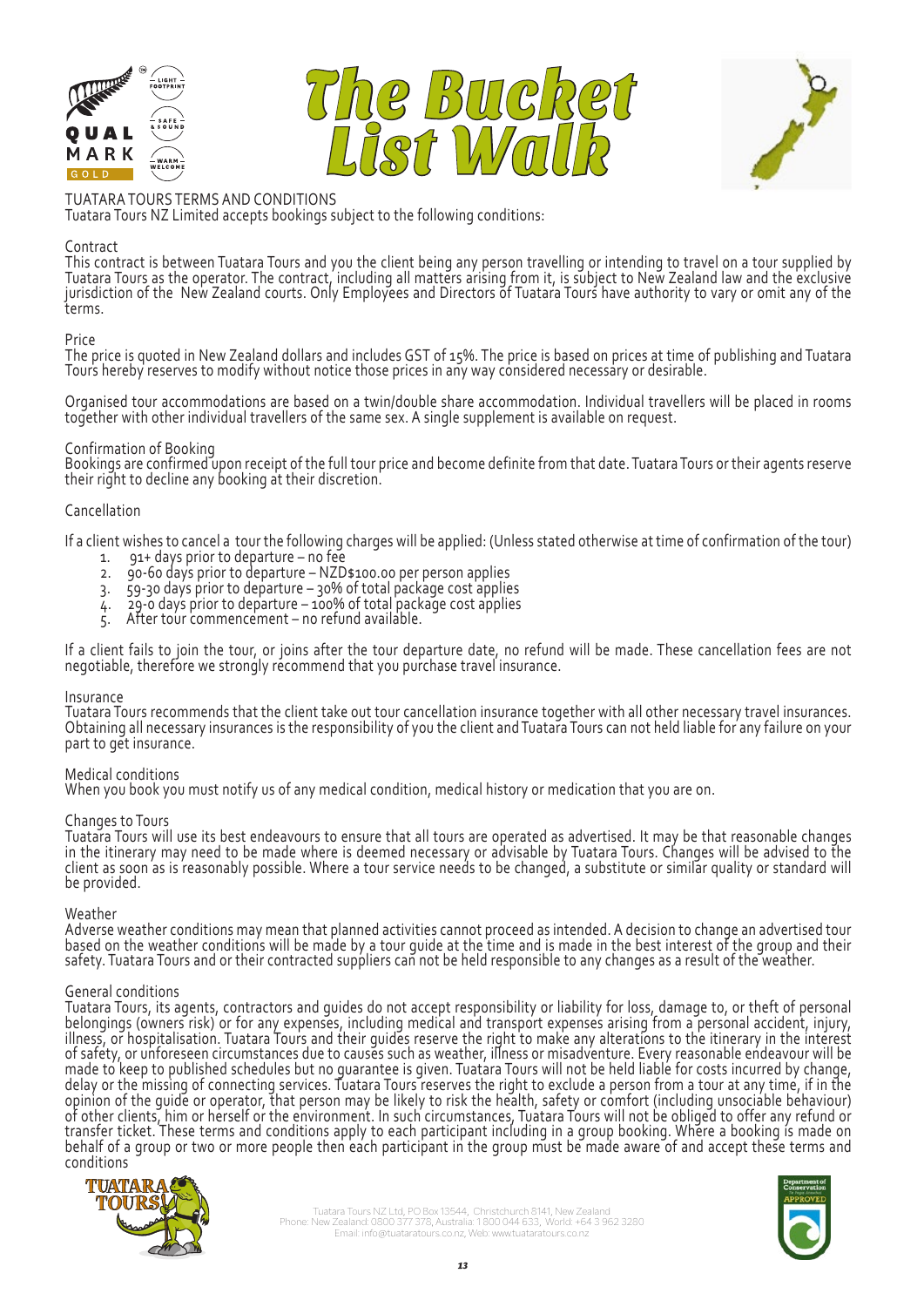# The Bucket List Walk

## TUATARA TOURS TERMS AND CONDITIONS

Tuatara Tours NZ Limited accepts bookings subject to the following conditions:

### Contract

This contract is between Tuatara Tours and you the client being any person travelling or intending to travel on a tour supplied by Tuatara Tours as the operator. The contract, including all matters arising from it, is subject to New Zealand law and the exclusive jurisdiction of the New Zealand courts. Only Employees and Directors of Tuatara Tours have authority to vary or omit any of the terms.

### Price

The price is quoted in New Zealand dollars and includes GST of 15%. The price is based on prices at time of publishing and Tuatara Tours hereby reserves to modify without notice those prices in any way considered necessary or desirable.

Organised tour accommodations are based on a twin/double share accommodation. Individual travellers will be placed in rooms together with other individual travellers of the same sex. A single supplement is available on request.

### Confirmation of Booking

Bookings are confirmed upon receipt of the full tour price and become definite from that date. Tuatara Tours or their agents reserve their right to decline any booking at their discretion.

### Cancellation

If a client wishes to cancel a tour the following charges will be applied: (Unless stated otherwise at time of confirmation of the tour)

1. 91+ days prior to departure – no fee
2. 90-60 days prior to departure – NZD$100.00 per person applies
3. 59-30 days prior to departure – 30% of total package cost applies
4. 29-0 days prior to departure – 100% of total package cost applies
5. After tour commencement – no refund available.

If a client fails to join the tour, or joins after the tour departure date, no refund will be made. These cancellation fees are not negotiable, therefore we strongly recommend that you purchase travel insurance.

### Insurance

Tuatara Tours recommends that the client take out tour cancellation insurance together with all other necessary travel insurances. Obtaining all necessary insurances is the responsibility of you the client and Tuatara Tours can not held liable for any failure on your part to get insurance.

### Medical conditions

When you book you must notify us of any medical condition, medical history or medication that you are on.

### Changes to Tours

Tuatara Tours will use its best endeavours to ensure that all tours are operated as advertised. It may be that reasonable changes in the itinerary may need to be made where is deemed necessary or advisable by Tuatara Tours. Changes will be advised to the client as soon as is reasonably possible. Where a tour service needs to be changed, a substitute or similar quality or standard will be provided.

### Weather

Adverse weather conditions may mean that planned activities cannot proceed as intended. A decision to change an advertised tour based on the weather conditions will be made by a tour guide at the time and is made in the best interest of the group and their safety. Tuatara Tours and or their contracted suppliers can not be held responsible to any changes as a result of the weather.

### General conditions

Tuatara Tours, its agents, contractors and guides do not accept responsibility or liability for loss, damage to, or theft of personal belongings (owners risk) or for any expenses, including medical and transport expenses arising from a personal accident, injury, illness, or hospitalisation. Tuatara Tours and their guides reserve the right to make any alterations to the itinerary in the interest of safety, or unforeseen circumstances due to causes such as weather, illness or misadventure. Every reasonable endeavour will be made to keep to published schedules but no guarantee is given. Tuatara Tours will not be held liable for costs incurred by change, delay or the missing of connecting services. Tuatara Tours reserves the right to exclude a person from a tour at any time, if in the opinion of the guide or operator, that person may be likely to risk the health, safety or comfort (including unsociable behaviour) of other clients, him or herself or the environment. In such circumstances, Tuatara Tours will not be obliged to offer any refund or transfer ticket. These terms and conditions apply to each participant including in a group booking. Where a booking is made on behalf of a group or two or more people then each participant in the group must be made aware of and accept these terms and conditions

Tuatara Tours NZ Ltd, PO Box 13544, Christchurch 8141, New Zealand
Phone: New Zealand: 0800 377 378, Australia: 1 800 044 633, World: +64 3 962 3280
Email: info@tuataratours.co.nz, Web: www.tuataratours.co.nz